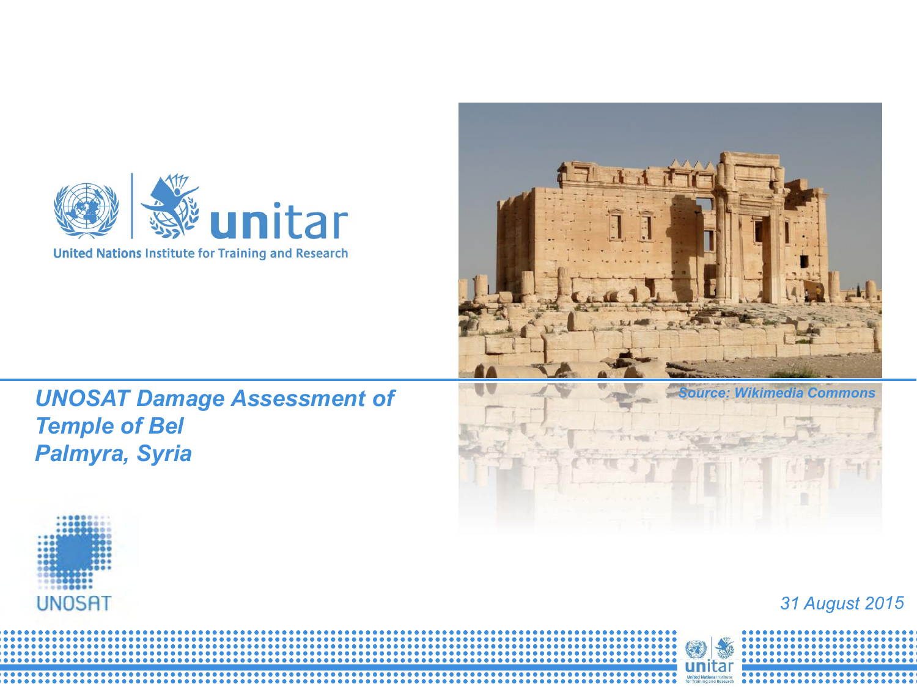United Nations Institute for Training and Research

# *UNOSAT Damage Assessment of Temple of Bel Palmyra, Syria*

*Source: Wikimedia Commons*

UNOSAT

*31 August 2015*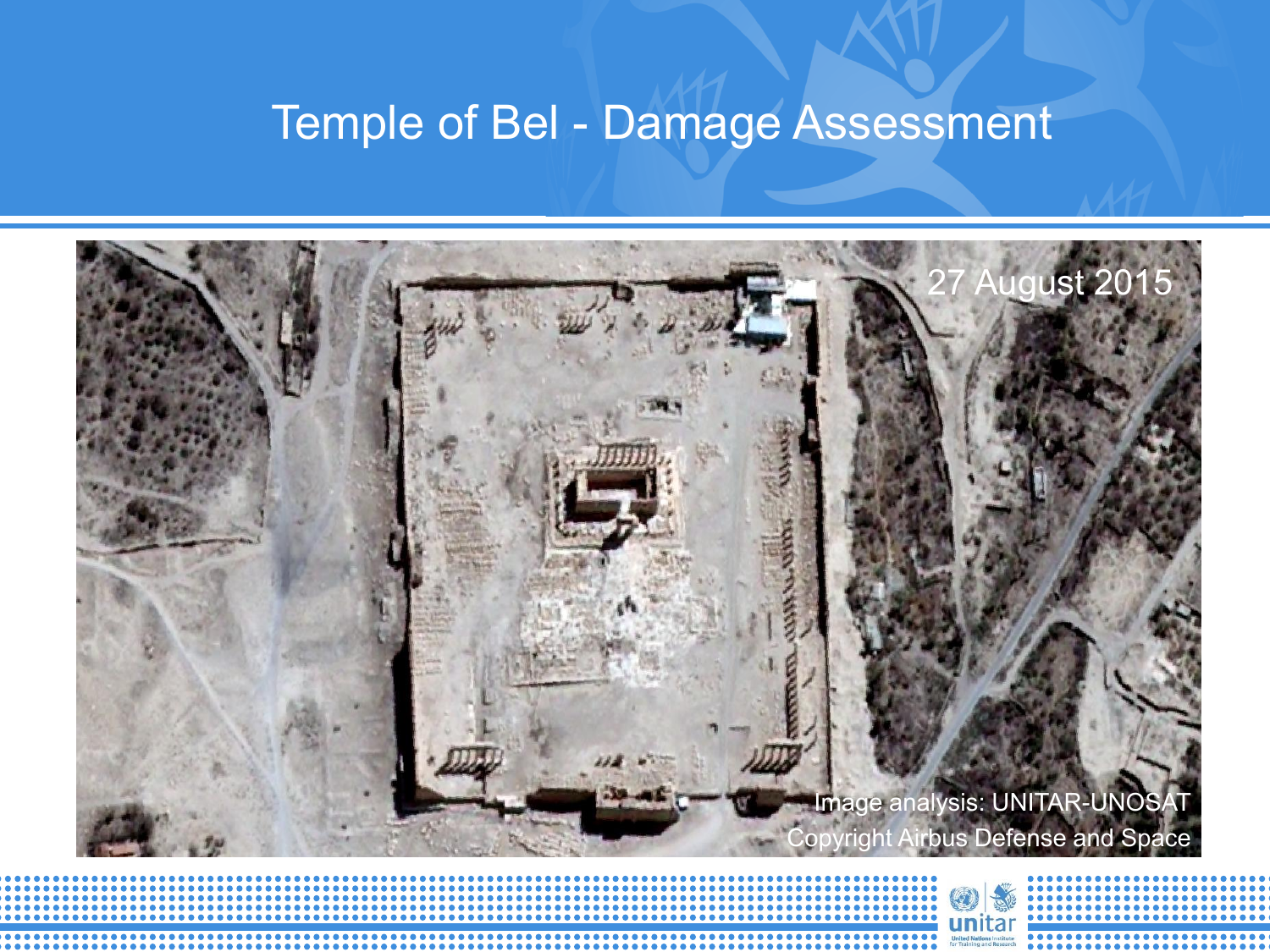# Temple of Bel - Damage Assessment

27 August 2015

Image analysis: UNITAR-UNOSAT
Copyright Airbus Defense and Space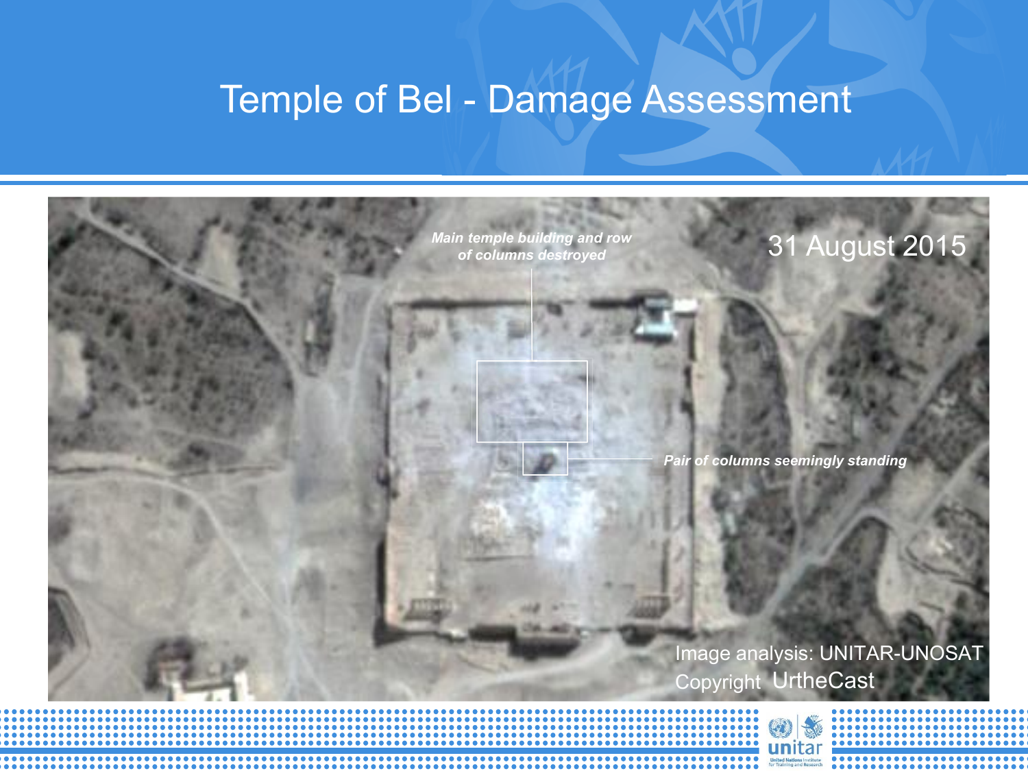# Temple of Bel - Damage Assessment

*Main temple building and row of columns destroyed*

31 August 2015

*Pair of columns seemingly standing*

Image analysis: UNITAR-UNOSAT

Copyright UrtheCast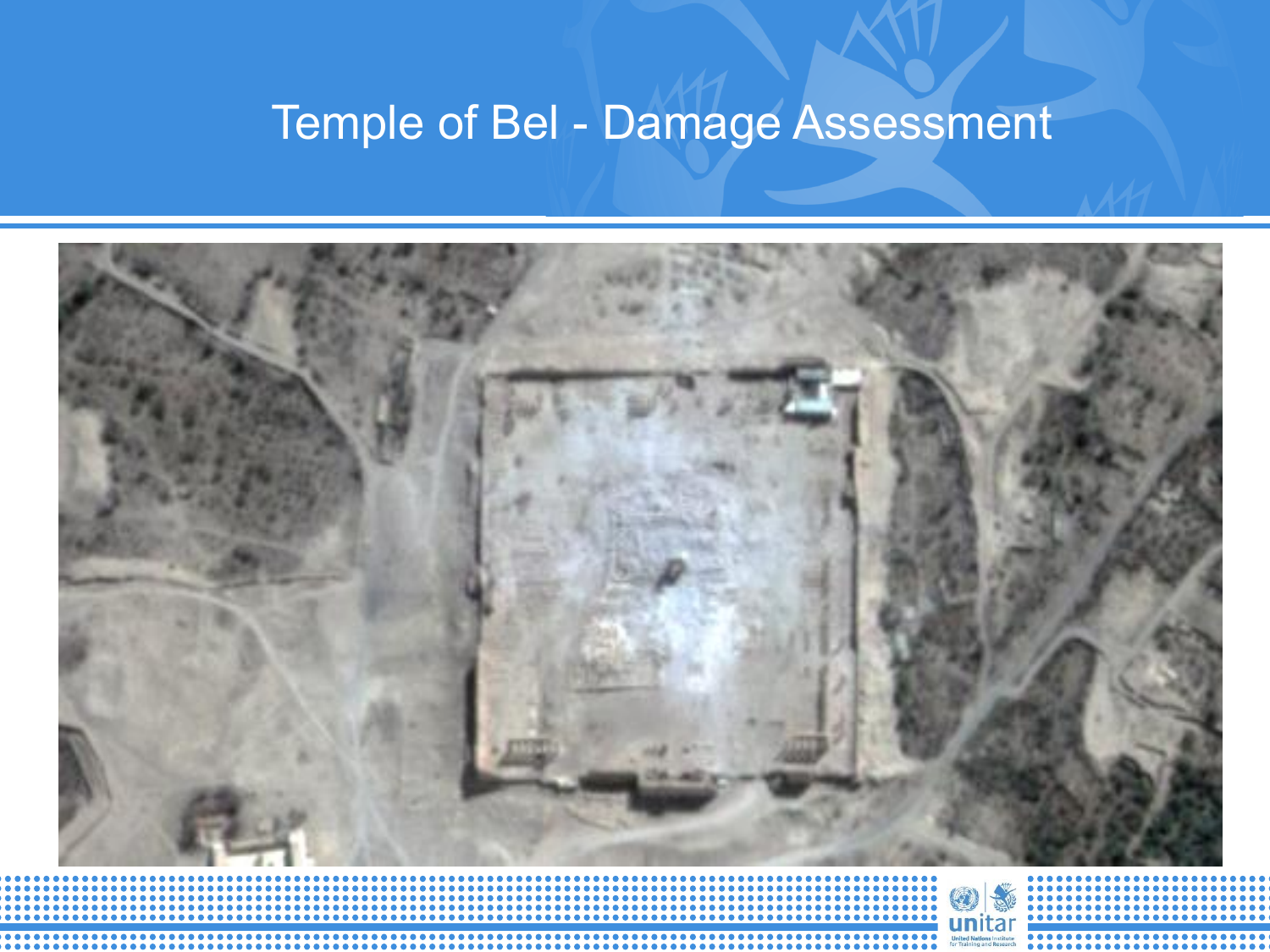# Temple of Bel - Damage Assessment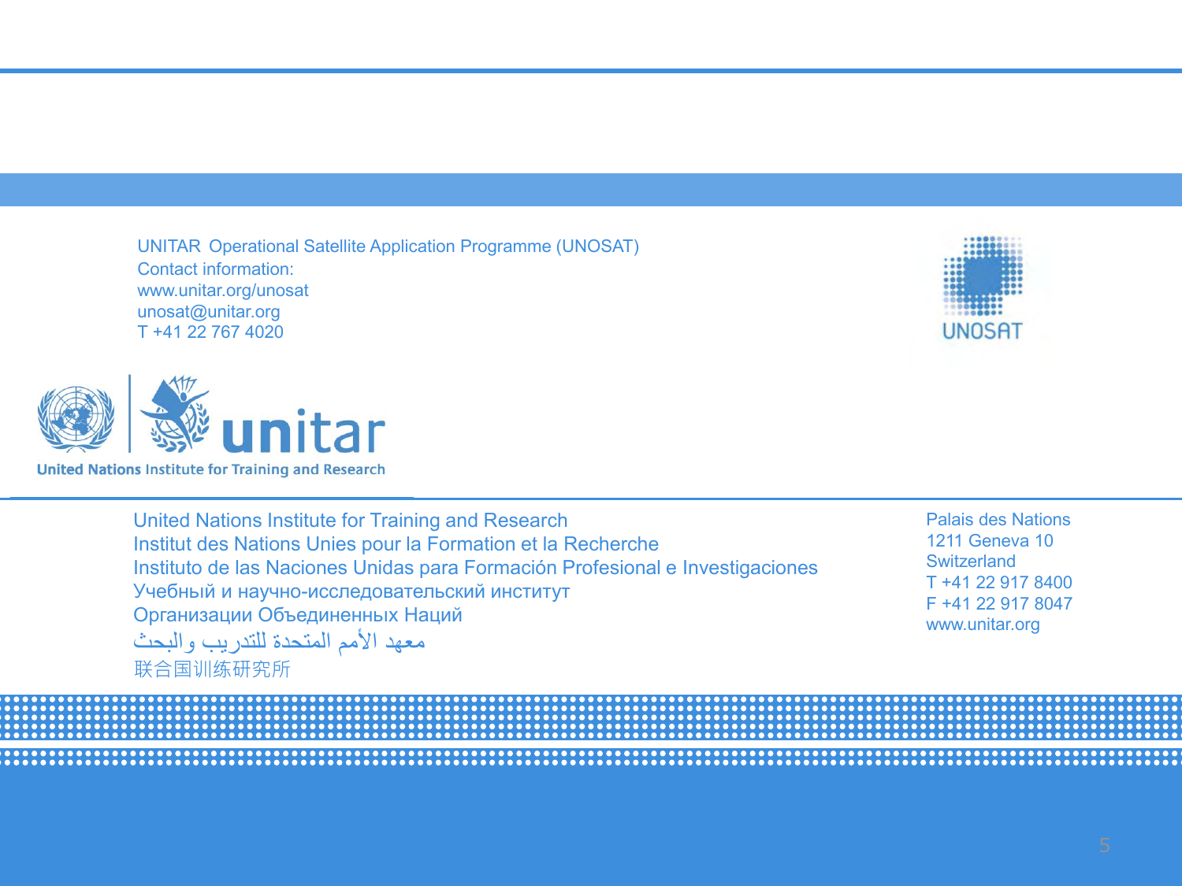UNITAR Operational Satellite Application Programme (UNOSAT)
Contact information:
www.unitar.org/unosat
unosat@unitar.org
T +41 22 767 4020

UNOSAT

unitar

United Nations Institute for Training and Research

United Nations Institute for Training and Research
Institut des Nations Unies pour la Formation et la Recherche
Instituto de las Naciones Unidas para Formación Profesional e Investigaciones
Учебный и научно-исследовательский институт
Организации Объединенных Наций
معهد الأمم المتحدة للتدريب والبحث
联合国训练研究所

Palais des Nations
1211 Geneva 10
Switzerland
T +41 22 917 8400
F +41 22 917 8047
www.unitar.org